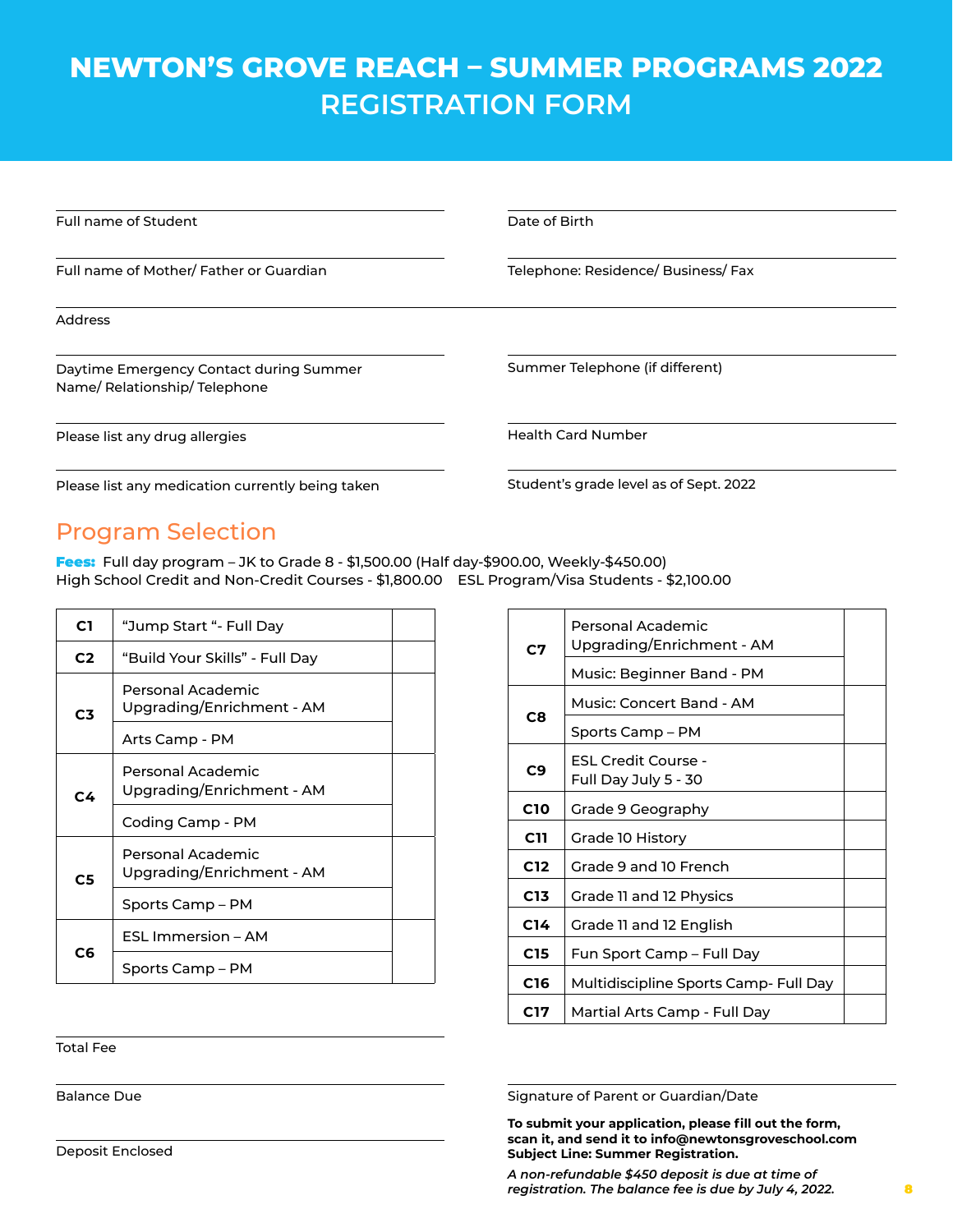# NEWTON'S GROVE REACH – SUMMER PROGRAMS 2022
# REGISTRATION FORM

Full name of Student

Date of Birth

Full name of Mother/ Father or Guardian

Telephone: Residence/ Business/ Fax

Address

Daytime Emergency Contact during Summer
Name/ Relationship/ Telephone

Summer Telephone (if different)

Please list any drug allergies

Health Card Number

Please list any medication currently being taken

Student's grade level as of Sept. 2022

## Program Selection

**Fees:** Full day program – JK to Grade 8 - $1,500.00 (Half day-$900.00, Weekly-$450.00)
High School Credit and Non-Credit Courses - $1,800.00 ESL Program/Visa Students - $2,100.00

| Code | Program | |
|---|---|---|
| **C1** | "Jump Start "- Full Day | |
| **C2** | "Build Your Skills" - Full Day | |
| **C3** | Personal Academic Upgrading/Enrichment - AM | |
| | Arts Camp - PM | |
| **C4** | Personal Academic Upgrading/Enrichment - AM | |
| | Coding Camp - PM | |
| **C5** | Personal Academic Upgrading/Enrichment - AM | |
| | Sports Camp – PM | |
| **C6** | ESL Immersion – AM | |
| | Sports Camp – PM | |
| **C7** | Personal Academic Upgrading/Enrichment - AM | |
| | Music: Beginner Band - PM | |
| **C8** | Music: Concert Band - AM | |
| | Sports Camp – PM | |
| **C9** | ESL Credit Course - Full Day July 5 - 30 | |
| **C10** | Grade 9 Geography | |
| **C11** | Grade 10 History | |
| **C12** | Grade 9 and 10 French | |
| **C13** | Grade 11 and 12 Physics | |
| **C14** | Grade 11 and 12 English | |
| **C15** | Fun Sport Camp – Full Day | |
| **C16** | Multidiscipline Sports Camp- Full Day | |
| **C17** | Martial Arts Camp - Full Day | |

Total Fee

Balance Due

Deposit Enclosed

Signature of Parent or Guardian/Date

**To submit your application, please fill out the form, scan it, and send it to info@newtonsgroveschool.com Subject Line: Summer Registration.**

***A non-refundable $450 deposit is due at time of registration. The balance fee is due by July 4, 2022.***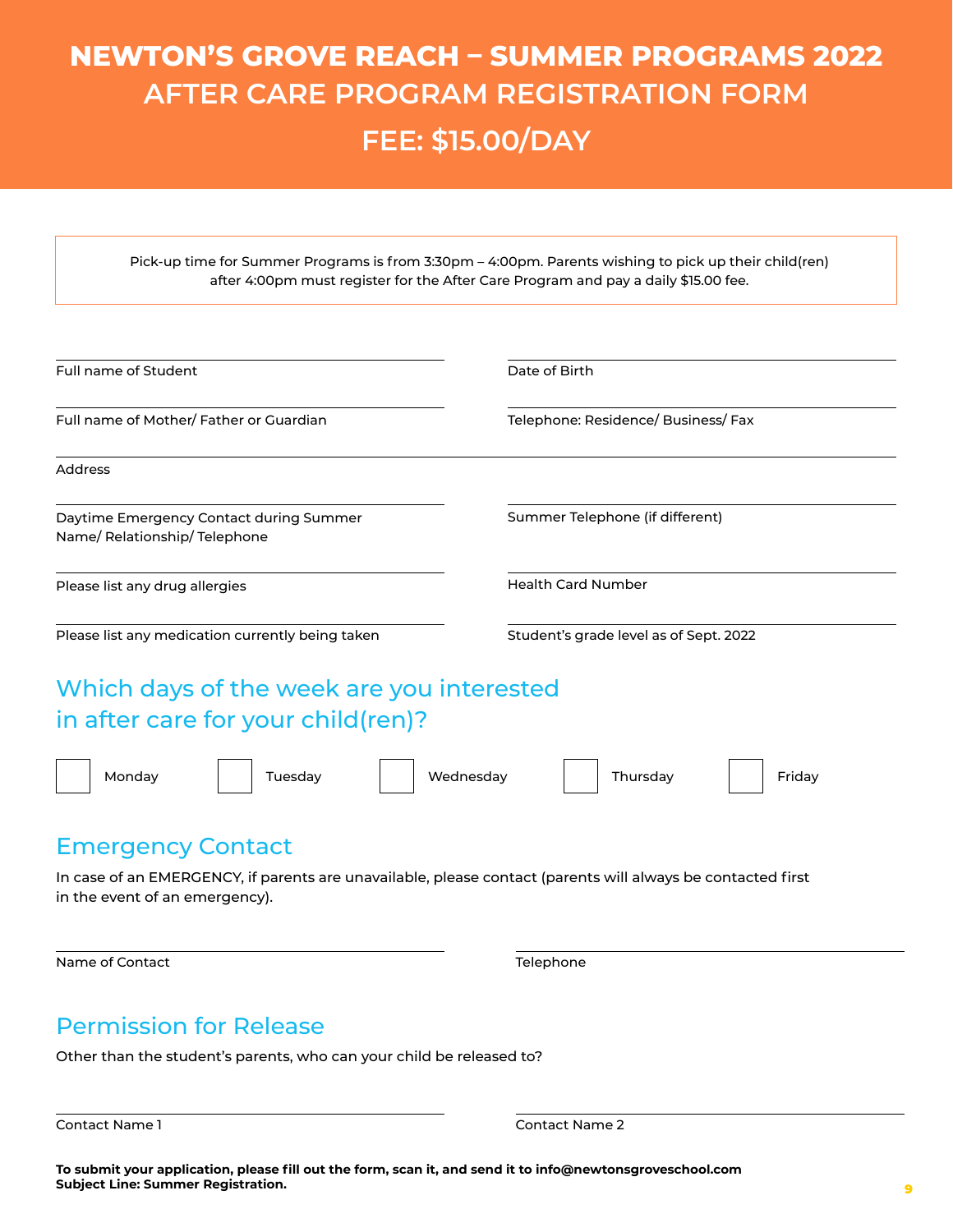# NEWTON'S GROVE REACH – SUMMER PROGRAMS 2022

## AFTER CARE PROGRAM REGISTRATION FORM

## FEE: $15.00/DAY

Pick-up time for Summer Programs is from 3:30pm – 4:00pm. Parents wishing to pick up their child(ren) after 4:00pm must register for the After Care Program and pay a daily $15.00 fee.

Full name of Student

Date of Birth

Full name of Mother/ Father or Guardian

Telephone: Residence/ Business/ Fax

Address

Daytime Emergency Contact during Summer
Name/ Relationship/ Telephone

Summer Telephone (if different)

Please list any drug allergies

Health Card Number

Please list any medication currently being taken

Student's grade level as of Sept. 2022

## Which days of the week are you interested in after care for your child(ren)?

☐ Monday ☐ Tuesday ☐ Wednesday ☐ Thursday ☐ Friday

## Emergency Contact

In case of an EMERGENCY, if parents are unavailable, please contact (parents will always be contacted first in the event of an emergency).

Name of Contact

Telephone

## Permission for Release

Other than the student's parents, who can your child be released to?

Contact Name 1

Contact Name 2

**To submit your application, please fill out the form, scan it, and send it to info@newtonsgroveschool.com**
**Subject Line: Summer Registration.**